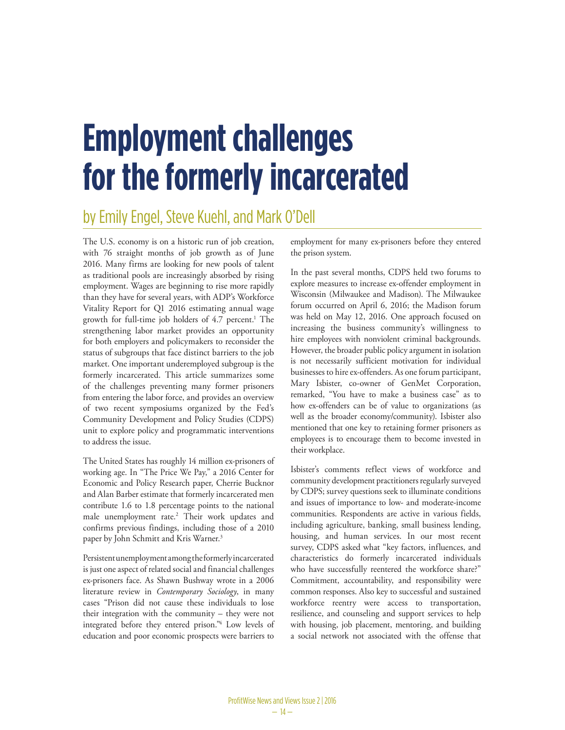# Employment challenges for the formerly incarcerated

## by Emily Engel, Steve Kuehl, and Mark O'Dell

The U.S. economy is on a historic run of job creation, with 76 straight months of job growth as of June 2016. Many firms are looking for new pools of talent as traditional pools are increasingly absorbed by rising employment. Wages are beginning to rise more rapidly than they have for several years, with ADP's Workforce Vitality Report for Q1 2016 estimating annual wage growth for full-time job holders of 4.7 percent.[1] The strengthening labor market provides an opportunity for both employers and policymakers to reconsider the status of subgroups that face distinct barriers to the job market. One important underemployed subgroup is the formerly incarcerated. This article summarizes some of the challenges preventing many former prisoners from entering the labor force, and provides an overview of two recent symposiums organized by the Fed's Community Development and Policy Studies (CDPS) unit to explore policy and programmatic interventions to address the issue.

The United States has roughly 14 million ex-prisoners of working age. In "The Price We Pay," a 2016 Center for Economic and Policy Research paper, Cherrie Bucknor and Alan Barber estimate that formerly incarcerated men contribute 1.6 to 1.8 percentage points to the national male unemployment rate.[2] Their work updates and confirms previous findings, including those of a 2010 paper by John Schmitt and Kris Warner.[3]

Persistent unemployment among the formerly incarcerated is just one aspect of related social and financial challenges ex-prisoners face. As Shawn Bushway wrote in a 2006 literature review in *Contemporary Sociology*, in many cases "Prison did not cause these individuals to lose their integration with the community – they were not integrated before they entered prison."[4] Low levels of education and poor economic prospects were barriers to employment for many ex-prisoners before they entered the prison system.

In the past several months, CDPS held two forums to explore measures to increase ex-offender employment in Wisconsin (Milwaukee and Madison). The Milwaukee forum occurred on April 6, 2016; the Madison forum was held on May 12, 2016. One approach focused on increasing the business community's willingness to hire employees with nonviolent criminal backgrounds. However, the broader public policy argument in isolation is not necessarily sufficient motivation for individual businesses to hire ex-offenders. As one forum participant, Mary Isbister, co-owner of GenMet Corporation, remarked, "You have to make a business case" as to how ex-offenders can be of value to organizations (as well as the broader economy/community). Isbister also mentioned that one key to retaining former prisoners as employees is to encourage them to become invested in their workplace.

Isbister's comments reflect views of workforce and community development practitioners regularly surveyed by CDPS; survey questions seek to illuminate conditions and issues of importance to low- and moderate-income communities. Respondents are active in various fields, including agriculture, banking, small business lending, housing, and human services. In our most recent survey, CDPS asked what "key factors, influences, and characteristics do formerly incarcerated individuals who have successfully reentered the workforce share?" Commitment, accountability, and responsibility were common responses. Also key to successful and sustained workforce reentry were access to transportation, resilience, and counseling and support services to help with housing, job placement, mentoring, and building a social network not associated with the offense that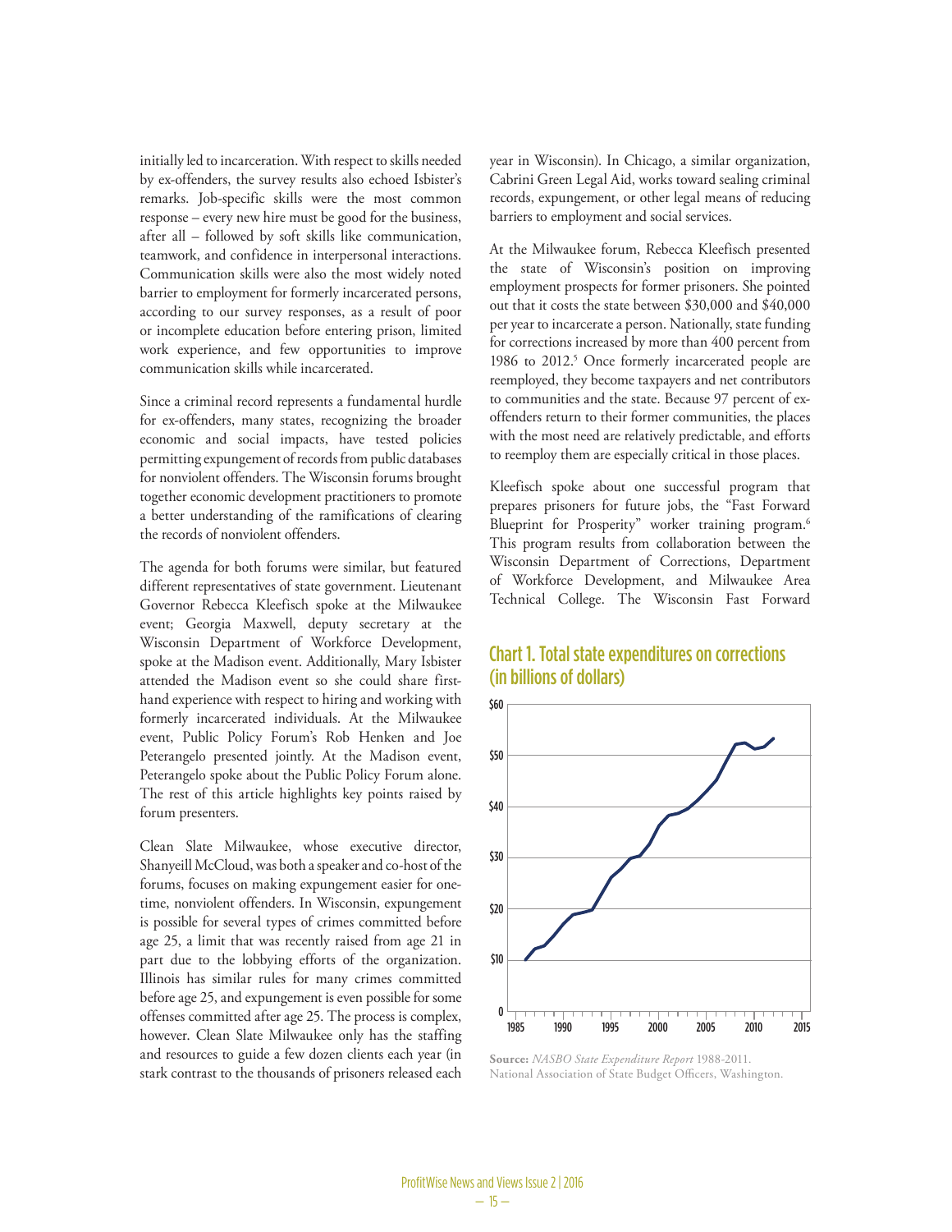initially led to incarceration. With respect to skills needed by ex-offenders, the survey results also echoed Isbister's remarks. Job-specific skills were the most common response – every new hire must be good for the business, after all – followed by soft skills like communication, teamwork, and confidence in interpersonal interactions. Communication skills were also the most widely noted barrier to employment for formerly incarcerated persons, according to our survey responses, as a result of poor or incomplete education before entering prison, limited work experience, and few opportunities to improve communication skills while incarcerated.

Since a criminal record represents a fundamental hurdle for ex-offenders, many states, recognizing the broader economic and social impacts, have tested policies permitting expungement of records from public databases for nonviolent offenders. The Wisconsin forums brought together economic development practitioners to promote a better understanding of the ramifications of clearing the records of nonviolent offenders.

The agenda for both forums were similar, but featured different representatives of state government. Lieutenant Governor Rebecca Kleefisch spoke at the Milwaukee event; Georgia Maxwell, deputy secretary at the Wisconsin Department of Workforce Development, spoke at the Madison event. Additionally, Mary Isbister attended the Madison event so she could share first-hand experience with respect to hiring and working with formerly incarcerated individuals. At the Milwaukee event, Public Policy Forum's Rob Henken and Joe Peterangelo presented jointly. At the Madison event, Peterangelo spoke about the Public Policy Forum alone. The rest of this article highlights key points raised by forum presenters.

Clean Slate Milwaukee, whose executive director, Shanyeill McCloud, was both a speaker and co-host of the forums, focuses on making expungement easier for one-time, nonviolent offenders. In Wisconsin, expungement is possible for several types of crimes committed before age 25, a limit that was recently raised from age 21 in part due to the lobbying efforts of the organization. Illinois has similar rules for many crimes committed before age 25, and expungement is even possible for some offenses committed after age 25. The process is complex, however. Clean Slate Milwaukee only has the staffing and resources to guide a few dozen clients each year (in stark contrast to the thousands of prisoners released each year in Wisconsin). In Chicago, a similar organization, Cabrini Green Legal Aid, works toward sealing criminal records, expungement, or other legal means of reducing barriers to employment and social services.

At the Milwaukee forum, Rebecca Kleefisch presented the state of Wisconsin's position on improving employment prospects for former prisoners. She pointed out that it costs the state between $30,000 and $40,000 per year to incarcerate a person. Nationally, state funding for corrections increased by more than 400 percent from 1986 to 2012.[5] Once formerly incarcerated people are reemployed, they become taxpayers and net contributors to communities and the state. Because 97 percent of ex-offenders return to their former communities, the places with the most need are relatively predictable, and efforts to reemploy them are especially critical in those places.

Kleefisch spoke about one successful program that prepares prisoners for future jobs, the "Fast Forward Blueprint for Prosperity" worker training program.[6] This program results from collaboration between the Wisconsin Department of Corrections, Department of Workforce Development, and Milwaukee Area Technical College. The Wisconsin Fast Forward

**Chart 1. Total state expenditures on corrections (in billions of dollars)**

**Source:** *NASBO State Expenditure Report* 1988-2011. National Association of State Budget Officers, Washington.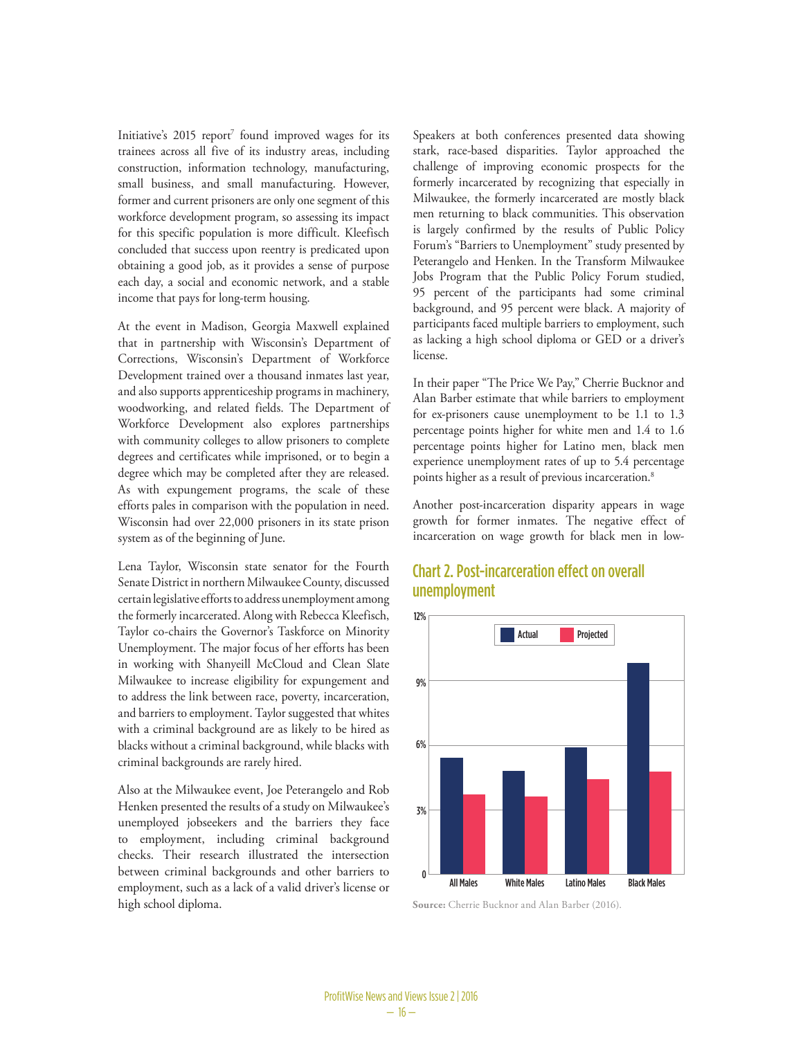Initiative's 2015 report[7] found improved wages for its trainees across all five of its industry areas, including construction, information technology, manufacturing, small business, and small manufacturing. However, former and current prisoners are only one segment of this workforce development program, so assessing its impact for this specific population is more difficult. Kleefisch concluded that success upon reentry is predicated upon obtaining a good job, as it provides a sense of purpose each day, a social and economic network, and a stable income that pays for long-term housing.

At the event in Madison, Georgia Maxwell explained that in partnership with Wisconsin's Department of Corrections, Wisconsin's Department of Workforce Development trained over a thousand inmates last year, and also supports apprenticeship programs in machinery, woodworking, and related fields. The Department of Workforce Development also explores partnerships with community colleges to allow prisoners to complete degrees and certificates while imprisoned, or to begin a degree which may be completed after they are released. As with expungement programs, the scale of these efforts pales in comparison with the population in need. Wisconsin had over 22,000 prisoners in its state prison system as of the beginning of June.

Lena Taylor, Wisconsin state senator for the Fourth Senate District in northern Milwaukee County, discussed certain legislative efforts to address unemployment among the formerly incarcerated. Along with Rebecca Kleefisch, Taylor co-chairs the Governor's Taskforce on Minority Unemployment. The major focus of her efforts has been in working with Shanyeill McCloud and Clean Slate Milwaukee to increase eligibility for expungement and to address the link between race, poverty, incarceration, and barriers to employment. Taylor suggested that whites with a criminal background are as likely to be hired as blacks without a criminal background, while blacks with criminal backgrounds are rarely hired.

Also at the Milwaukee event, Joe Peterangelo and Rob Henken presented the results of a study on Milwaukee's unemployed jobseekers and the barriers they face to employment, including criminal background checks. Their research illustrated the intersection between criminal backgrounds and other barriers to employment, such as a lack of a valid driver's license or high school diploma.

Speakers at both conferences presented data showing stark, race-based disparities. Taylor approached the challenge of improving economic prospects for the formerly incarcerated by recognizing that especially in Milwaukee, the formerly incarcerated are mostly black men returning to black communities. This observation is largely confirmed by the results of Public Policy Forum's "Barriers to Unemployment" study presented by Peterangelo and Henken. In the Transform Milwaukee Jobs Program that the Public Policy Forum studied, 95 percent of the participants had some criminal background, and 95 percent were black. A majority of participants faced multiple barriers to employment, such as lacking a high school diploma or GED or a driver's license.

In their paper "The Price We Pay," Cherrie Bucknor and Alan Barber estimate that while barriers to employment for ex-prisoners cause unemployment to be 1.1 to 1.3 percentage points higher for white men and 1.4 to 1.6 percentage points higher for Latino men, black men experience unemployment rates of up to 5.4 percentage points higher as a result of previous incarceration.[8]

Another post-incarceration disparity appears in wage growth for former inmates. The negative effect of incarceration on wage growth for black men in low-

## Chart 2. Post-incarceration effect on overall unemployment

| | Actual | Projected |
|---|---|---|
| All Males | ~5.4% | ~3.7% |
| White Males | ~4.8% | ~3.6% |
| Latino Males | ~5.9% | ~4.4% |
| Black Males | ~9.8% | ~4.8% |

**Source:** Cherrie Bucknor and Alan Barber (2016).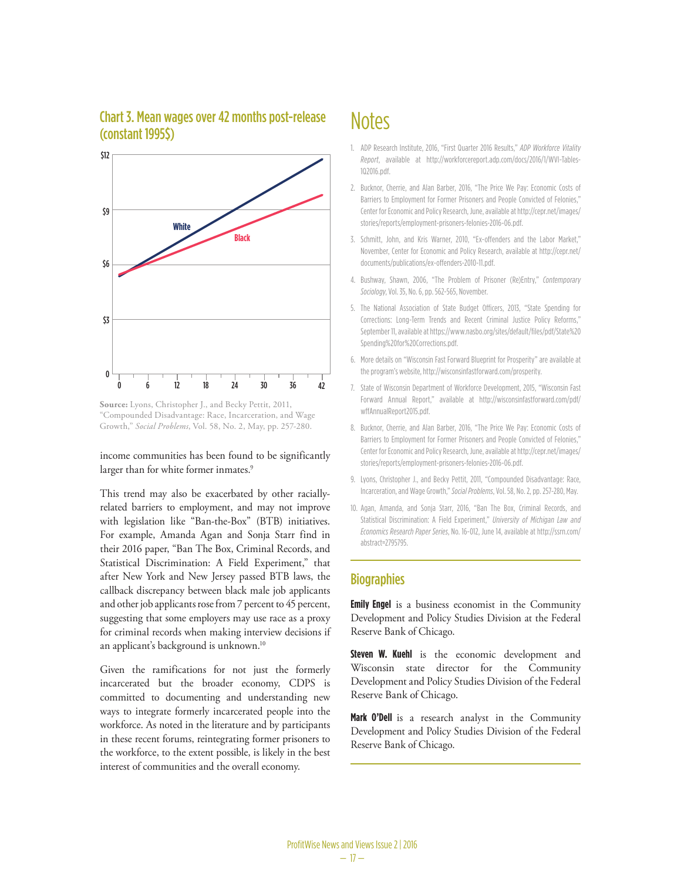### Chart 3. Mean wages over 42 months post-release (constant 1995$)

$12

$9

$6

$3

0

0 6 12 18 24 30 36 42

White

Black

**Source:** Lyons, Christopher J., and Becky Pettit, 2011, "Compounded Disadvantage: Race, Incarceration, and Wage Growth," *Social Problems*, Vol. 58, No. 2, May, pp. 257-280.

income communities has been found to be significantly larger than for white former inmates.[9]

This trend may also be exacerbated by other racially-related barriers to employment, and may not improve with legislation like "Ban-the-Box" (BTB) initiatives. For example, Amanda Agan and Sonja Starr find in their 2016 paper, "Ban The Box, Criminal Records, and Statistical Discrimination: A Field Experiment," that after New York and New Jersey passed BTB laws, the callback discrepancy between black male job applicants and other job applicants rose from 7 percent to 45 percent, suggesting that some employers may use race as a proxy for criminal records when making interview decisions if an applicant's background is unknown.[10]

Given the ramifications for not just the formerly incarcerated but the broader economy, CDPS is committed to documenting and understanding new ways to integrate formerly incarcerated people into the workforce. As noted in the literature and by participants in these recent forums, reintegrating former prisoners to the workforce, to the extent possible, is likely in the best interest of communities and the overall economy.

# Notes

1. ADP Research Institute, 2016, "First Quarter 2016 Results," *ADP Workforce Vitality Report*, available at http://workforcereport.adp.com/docs/2016/1/WVI-Tables-1Q2016.pdf.
2. Bucknor, Cherrie, and Alan Barber, 2016, "The Price We Pay: Economic Costs of Barriers to Employment for Former Prisoners and People Convicted of Felonies," Center for Economic and Policy Research, June, available at http://cepr.net/images/stories/reports/employment-prisoners-felonies-2016-06.pdf.
3. Schmitt, John, and Kris Warner, 2010, "Ex-offenders and the Labor Market," November, Center for Economic and Policy Research, available at http://cepr.net/documents/publications/ex-offenders-2010-11.pdf.
4. Bushway, Shawn, 2006, "The Problem of Prisoner (Re)Entry," *Contemporary Sociology*, Vol. 35, No. 6, pp. 562-565, November.
5. The National Association of State Budget Officers, 2013, "State Spending for Corrections: Long-Term Trends and Recent Criminal Justice Policy Reforms," September 11, available at https://www.nasbo.org/sites/default/files/pdf/State%20Spending%20for%20Corrections.pdf.
6. More details on "Wisconsin Fast Forward Blueprint for Prosperity" are available at the program's website, http://wisconsinfastforward.com/prosperity.
7. State of Wisconsin Department of Workforce Development, 2015, "Wisconsin Fast Forward Annual Report," available at http://wisconsinfastforward.com/pdf/wffAnnualReport2015.pdf.
8. Bucknor, Cherrie, and Alan Barber, 2016, "The Price We Pay: Economic Costs of Barriers to Employment for Former Prisoners and People Convicted of Felonies," Center for Economic and Policy Research, June, available at http://cepr.net/images/stories/reports/employment-prisoners-felonies-2016-06.pdf.
9. Lyons, Christopher J., and Becky Pettit, 2011, "Compounded Disadvantage: Race, Incarceration, and Wage Growth," *Social Problems*, Vol. 58, No. 2, pp. 257-280, May.
10. Agan, Amanda, and Sonja Starr, 2016, "Ban The Box, Criminal Records, and Statistical Discrimination: A Field Experiment," *University of Michigan Law and Economics Research Paper Series*, No. 16-012, June 14, available at http://ssrn.com/abstract=2795795.

## Biographies

**Emily Engel** is a business economist in the Community Development and Policy Studies Division at the Federal Reserve Bank of Chicago.

**Steven W. Kuehl** is the economic development and Wisconsin state director for the Community Development and Policy Studies Division of the Federal Reserve Bank of Chicago.

**Mark O'Dell** is a research analyst in the Community Development and Policy Studies Division of the Federal Reserve Bank of Chicago.